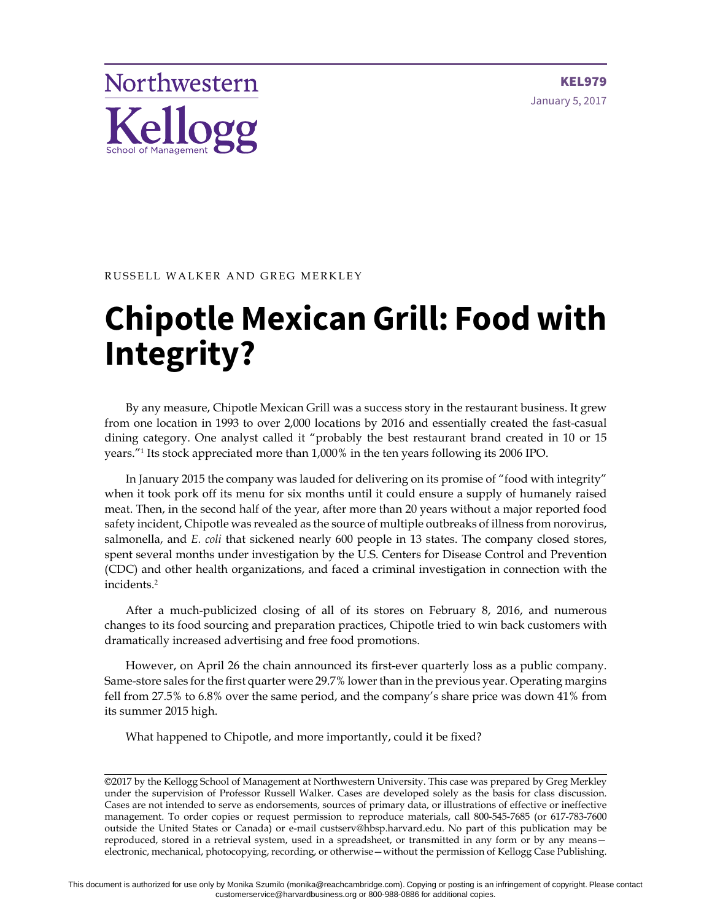Northwestern Kellogg School of Management

KEL979

January 5, 2017

RUSSELL WALKER AND GREG MERKLEY

# Chipotle Mexican Grill: Food with Integrity?

By any measure, Chipotle Mexican Grill was a success story in the restaurant business. It grew from one location in 1993 to over 2,000 locations by 2016 and essentially created the fast-casual dining category. One analyst called it "probably the best restaurant brand created in 10 or 15 years."[1] Its stock appreciated more than 1,000% in the ten years following its 2006 IPO.

In January 2015 the company was lauded for delivering on its promise of "food with integrity" when it took pork off its menu for six months until it could ensure a supply of humanely raised meat. Then, in the second half of the year, after more than 20 years without a major reported food safety incident, Chipotle was revealed as the source of multiple outbreaks of illness from norovirus, salmonella, and *E. coli* that sickened nearly 600 people in 13 states. The company closed stores, spent several months under investigation by the U.S. Centers for Disease Control and Prevention (CDC) and other health organizations, and faced a criminal investigation in connection with the incidents.[2]

After a much-publicized closing of all of its stores on February 8, 2016, and numerous changes to its food sourcing and preparation practices, Chipotle tried to win back customers with dramatically increased advertising and free food promotions.

However, on April 26 the chain announced its first-ever quarterly loss as a public company. Same-store sales for the first quarter were 29.7% lower than in the previous year. Operating margins fell from 27.5% to 6.8% over the same period, and the company's share price was down 41% from its summer 2015 high.

What happened to Chipotle, and more importantly, could it be fixed?

---

©2017 by the Kellogg School of Management at Northwestern University. This case was prepared by Greg Merkley under the supervision of Professor Russell Walker. Cases are developed solely as the basis for class discussion. Cases are not intended to serve as endorsements, sources of primary data, or illustrations of effective or ineffective management. To order copies or request permission to reproduce materials, call 800-545-7685 (or 617-783-7600 outside the United States or Canada) or e-mail custserv@hbsp.harvard.edu. No part of this publication may be reproduced, stored in a retrieval system, used in a spreadsheet, or transmitted in any form or by any means—electronic, mechanical, photocopying, recording, or otherwise—without the permission of Kellogg Case Publishing.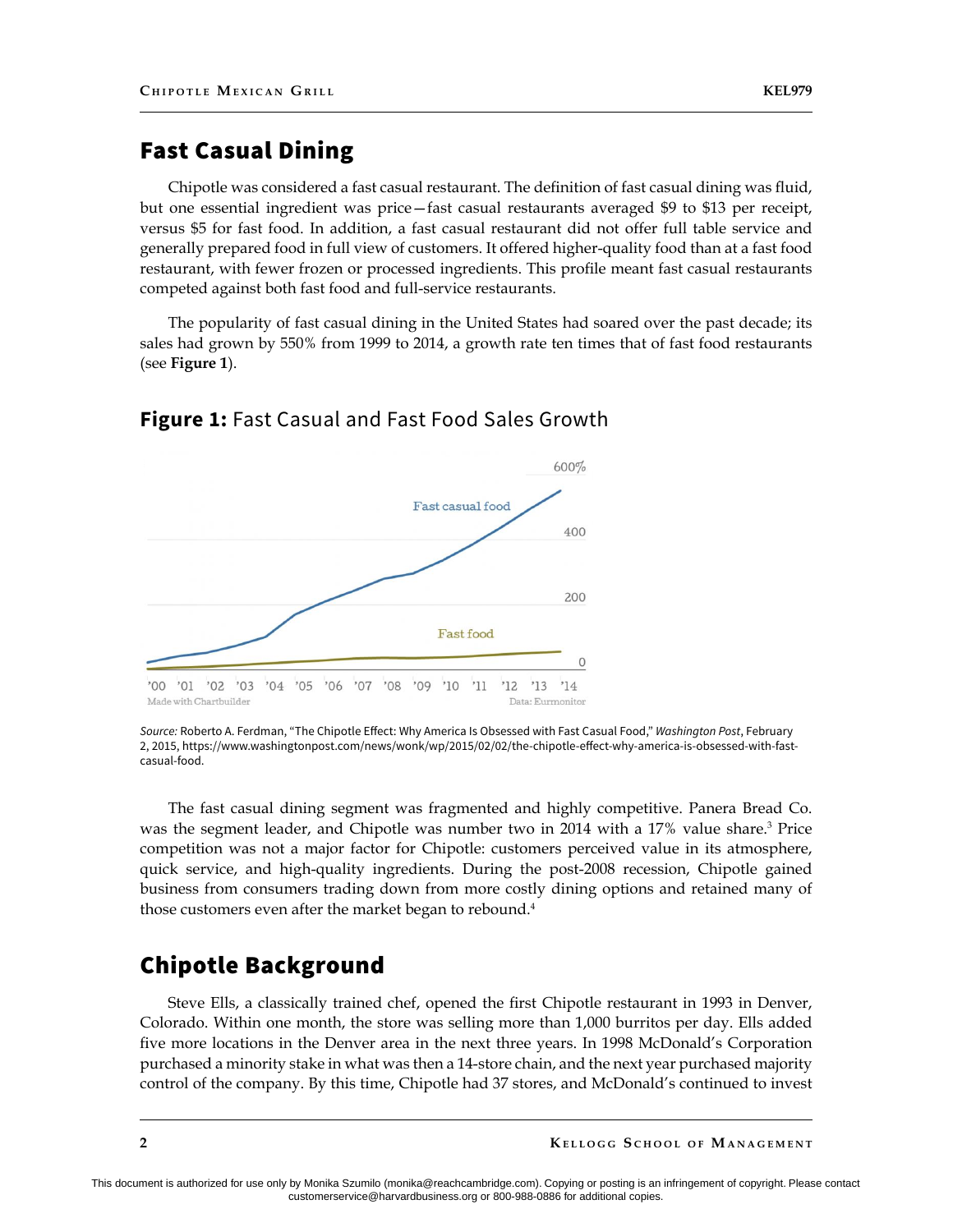## Fast Casual Dining

Chipotle was considered a fast casual restaurant. The definition of fast casual dining was fluid, but one essential ingredient was price—fast casual restaurants averaged $9 to $13 per receipt, versus $5 for fast food. In addition, a fast casual restaurant did not offer full table service and generally prepared food in full view of customers. It offered higher-quality food than at a fast food restaurant, with fewer frozen or processed ingredients. This profile meant fast casual restaurants competed against both fast food and full-service restaurants.

The popularity of fast casual dining in the United States had soared over the past decade; its sales had grown by 550% from 1999 to 2014, a growth rate ten times that of fast food restaurants (see **Figure 1**).

**Figure 1:** Fast Casual and Fast Food Sales Growth

*Source:* Roberto A. Ferdman, "The Chipotle Effect: Why America Is Obsessed with Fast Casual Food," *Washington Post*, February 2, 2015, https://www.washingtonpost.com/news/wonk/wp/2015/02/02/the-chipotle-effect-why-america-is-obsessed-with-fast-casual-food.

The fast casual dining segment was fragmented and highly competitive. Panera Bread Co. was the segment leader, and Chipotle was number two in 2014 with a 17% value share.[3] Price competition was not a major factor for Chipotle: customers perceived value in its atmosphere, quick service, and high-quality ingredients. During the post-2008 recession, Chipotle gained business from consumers trading down from more costly dining options and retained many of those customers even after the market began to rebound.[4]

## Chipotle Background

Steve Ells, a classically trained chef, opened the first Chipotle restaurant in 1993 in Denver, Colorado. Within one month, the store was selling more than 1,000 burritos per day. Ells added five more locations in the Denver area in the next three years. In 1998 McDonald's Corporation purchased a minority stake in what was then a 14-store chain, and the next year purchased majority control of the company. By this time, Chipotle had 37 stores, and McDonald's continued to invest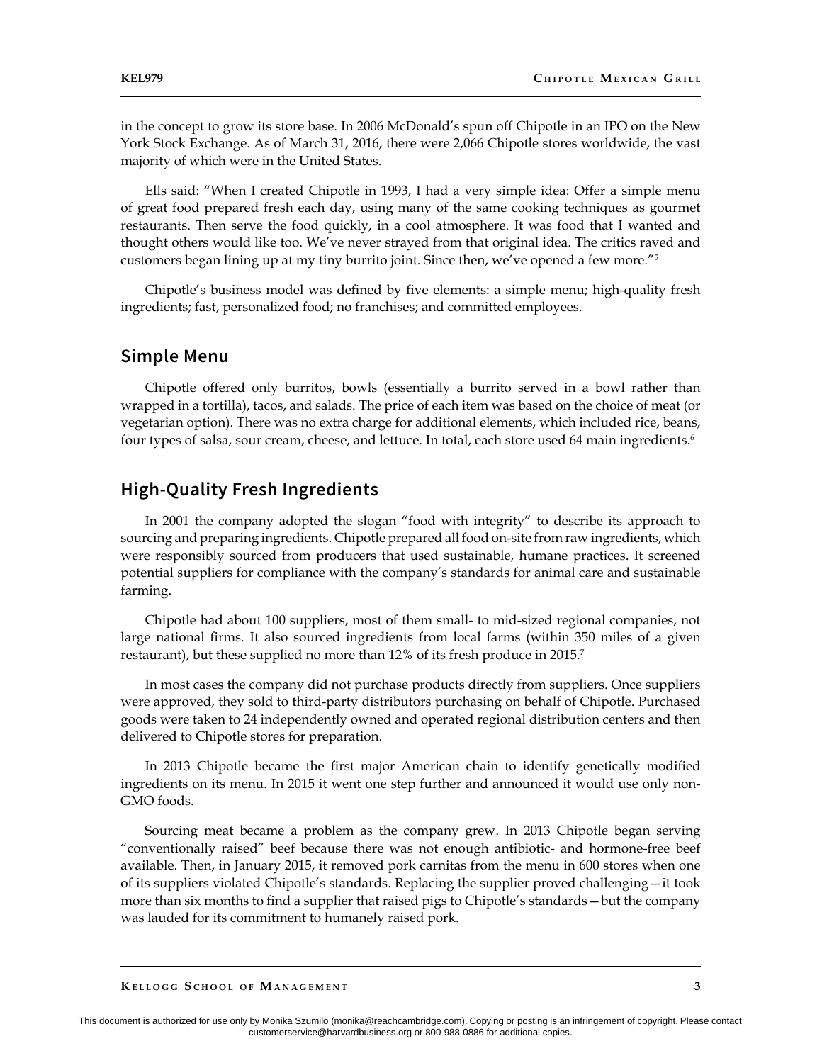in the concept to grow its store base. In 2006 McDonald's spun off Chipotle in an IPO on the New York Stock Exchange. As of March 31, 2016, there were 2,066 Chipotle stores worldwide, the vast majority of which were in the United States.

Ells said: "When I created Chipotle in 1993, I had a very simple idea: Offer a simple menu of great food prepared fresh each day, using many of the same cooking techniques as gourmet restaurants. Then serve the food quickly, in a cool atmosphere. It was food that I wanted and thought others would like too. We've never strayed from that original idea. The critics raved and customers began lining up at my tiny burrito joint. Since then, we've opened a few more."[5]

Chipotle's business model was defined by five elements: a simple menu; high-quality fresh ingredients; fast, personalized food; no franchises; and committed employees.

## Simple Menu

Chipotle offered only burritos, bowls (essentially a burrito served in a bowl rather than wrapped in a tortilla), tacos, and salads. The price of each item was based on the choice of meat (or vegetarian option). There was no extra charge for additional elements, which included rice, beans, four types of salsa, sour cream, cheese, and lettuce. In total, each store used 64 main ingredients.[6]

## High-Quality Fresh Ingredients

In 2001 the company adopted the slogan "food with integrity" to describe its approach to sourcing and preparing ingredients. Chipotle prepared all food on-site from raw ingredients, which were responsibly sourced from producers that used sustainable, humane practices. It screened potential suppliers for compliance with the company's standards for animal care and sustainable farming.

Chipotle had about 100 suppliers, most of them small- to mid-sized regional companies, not large national firms. It also sourced ingredients from local farms (within 350 miles of a given restaurant), but these supplied no more than 12% of its fresh produce in 2015.[7]

In most cases the company did not purchase products directly from suppliers. Once suppliers were approved, they sold to third-party distributors purchasing on behalf of Chipotle. Purchased goods were taken to 24 independently owned and operated regional distribution centers and then delivered to Chipotle stores for preparation.

In 2013 Chipotle became the first major American chain to identify genetically modified ingredients on its menu. In 2015 it went one step further and announced it would use only non-GMO foods.

Sourcing meat became a problem as the company grew. In 2013 Chipotle began serving "conventionally raised" beef because there was not enough antibiotic- and hormone-free beef available. Then, in January 2015, it removed pork carnitas from the menu in 600 stores when one of its suppliers violated Chipotle's standards. Replacing the supplier proved challenging—it took more than six months to find a supplier that raised pigs to Chipotle's standards—but the company was lauded for its commitment to humanely raised pork.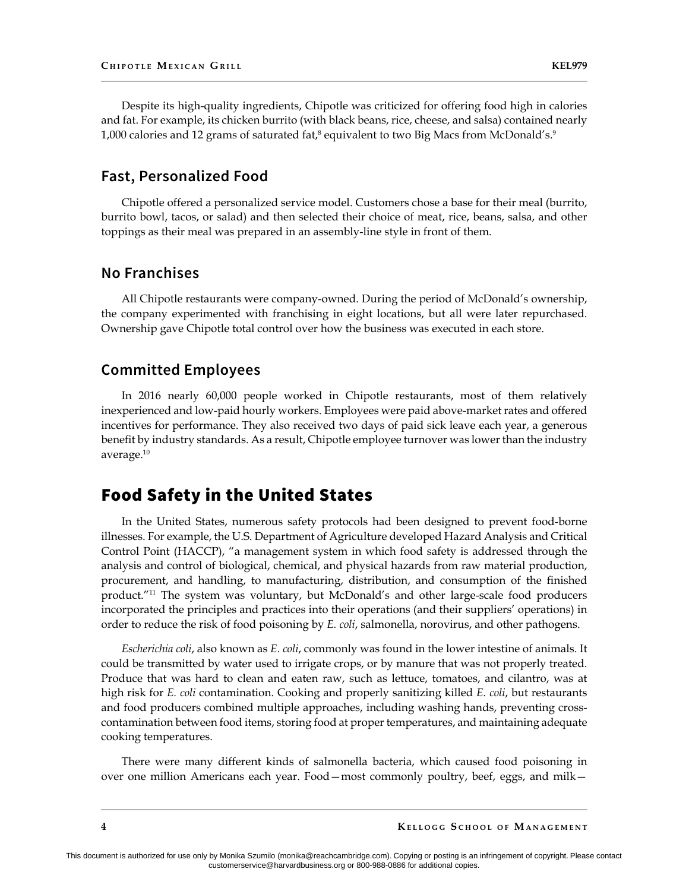Despite its high-quality ingredients, Chipotle was criticized for offering food high in calories and fat. For example, its chicken burrito (with black beans, rice, cheese, and salsa) contained nearly 1,000 calories and 12 grams of saturated fat,[8] equivalent to two Big Macs from McDonald's.[9]

## Fast, Personalized Food

Chipotle offered a personalized service model. Customers chose a base for their meal (burrito, burrito bowl, tacos, or salad) and then selected their choice of meat, rice, beans, salsa, and other toppings as their meal was prepared in an assembly-line style in front of them.

## No Franchises

All Chipotle restaurants were company-owned. During the period of McDonald's ownership, the company experimented with franchising in eight locations, but all were later repurchased. Ownership gave Chipotle total control over how the business was executed in each store.

## Committed Employees

In 2016 nearly 60,000 people worked in Chipotle restaurants, most of them relatively inexperienced and low-paid hourly workers. Employees were paid above-market rates and offered incentives for performance. They also received two days of paid sick leave each year, a generous benefit by industry standards. As a result, Chipotle employee turnover was lower than the industry average.[10]

# Food Safety in the United States

In the United States, numerous safety protocols had been designed to prevent food-borne illnesses. For example, the U.S. Department of Agriculture developed Hazard Analysis and Critical Control Point (HACCP), "a management system in which food safety is addressed through the analysis and control of biological, chemical, and physical hazards from raw material production, procurement, and handling, to manufacturing, distribution, and consumption of the finished product."[11] The system was voluntary, but McDonald's and other large-scale food producers incorporated the principles and practices into their operations (and their suppliers' operations) in order to reduce the risk of food poisoning by *E. coli*, salmonella, norovirus, and other pathogens.

*Escherichia coli*, also known as *E. coli*, commonly was found in the lower intestine of animals. It could be transmitted by water used to irrigate crops, or by manure that was not properly treated. Produce that was hard to clean and eaten raw, such as lettuce, tomatoes, and cilantro, was at high risk for *E. coli* contamination. Cooking and properly sanitizing killed *E. coli*, but restaurants and food producers combined multiple approaches, including washing hands, preventing cross-contamination between food items, storing food at proper temperatures, and maintaining adequate cooking temperatures.

There were many different kinds of salmonella bacteria, which caused food poisoning in over one million Americans each year. Food—most commonly poultry, beef, eggs, and milk—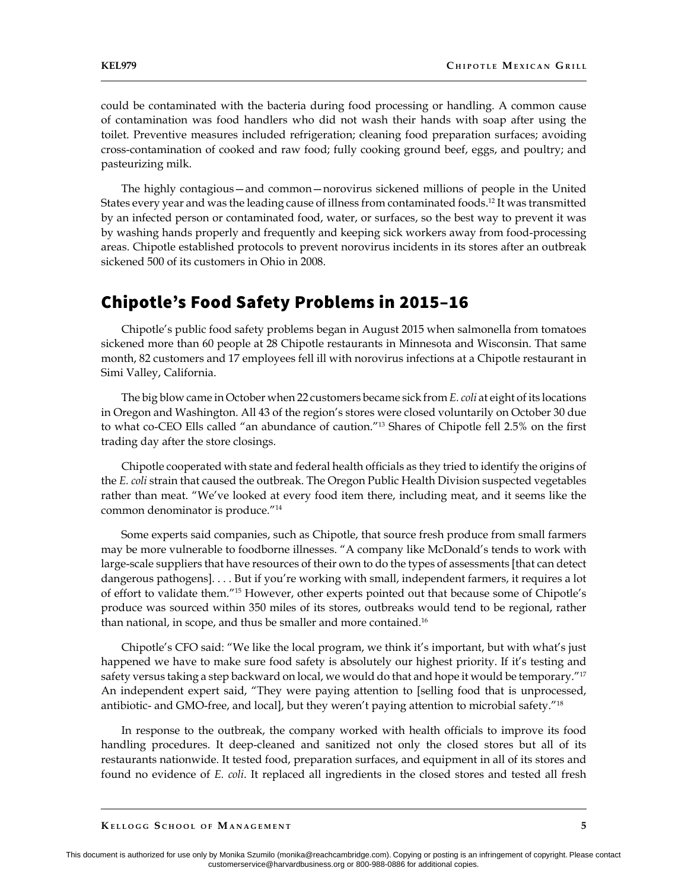could be contaminated with the bacteria during food processing or handling. A common cause of contamination was food handlers who did not wash their hands with soap after using the toilet. Preventive measures included refrigeration; cleaning food preparation surfaces; avoiding cross-contamination of cooked and raw food; fully cooking ground beef, eggs, and poultry; and pasteurizing milk.

The highly contagious—and common—norovirus sickened millions of people in the United States every year and was the leading cause of illness from contaminated foods.[12] It was transmitted by an infected person or contaminated food, water, or surfaces, so the best way to prevent it was by washing hands properly and frequently and keeping sick workers away from food-processing areas. Chipotle established protocols to prevent norovirus incidents in its stores after an outbreak sickened 500 of its customers in Ohio in 2008.

## Chipotle's Food Safety Problems in 2015–16

Chipotle's public food safety problems began in August 2015 when salmonella from tomatoes sickened more than 60 people at 28 Chipotle restaurants in Minnesota and Wisconsin. That same month, 82 customers and 17 employees fell ill with norovirus infections at a Chipotle restaurant in Simi Valley, California.

The big blow came in October when 22 customers became sick from *E. coli* at eight of its locations in Oregon and Washington. All 43 of the region's stores were closed voluntarily on October 30 due to what co-CEO Ells called "an abundance of caution."[13] Shares of Chipotle fell 2.5% on the first trading day after the store closings.

Chipotle cooperated with state and federal health officials as they tried to identify the origins of the *E. coli* strain that caused the outbreak. The Oregon Public Health Division suspected vegetables rather than meat. "We've looked at every food item there, including meat, and it seems like the common denominator is produce."[14]

Some experts said companies, such as Chipotle, that source fresh produce from small farmers may be more vulnerable to foodborne illnesses. "A company like McDonald's tends to work with large-scale suppliers that have resources of their own to do the types of assessments [that can detect dangerous pathogens]. . . . But if you're working with small, independent farmers, it requires a lot of effort to validate them."[15] However, other experts pointed out that because some of Chipotle's produce was sourced within 350 miles of its stores, outbreaks would tend to be regional, rather than national, in scope, and thus be smaller and more contained.[16]

Chipotle's CFO said: "We like the local program, we think it's important, but with what's just happened we have to make sure food safety is absolutely our highest priority. If it's testing and safety versus taking a step backward on local, we would do that and hope it would be temporary."[17] An independent expert said, "They were paying attention to [selling food that is unprocessed, antibiotic- and GMO-free, and local], but they weren't paying attention to microbial safety."[18]

In response to the outbreak, the company worked with health officials to improve its food handling procedures. It deep-cleaned and sanitized not only the closed stores but all of its restaurants nationwide. It tested food, preparation surfaces, and equipment in all of its stores and found no evidence of *E. coli*. It replaced all ingredients in the closed stores and tested all fresh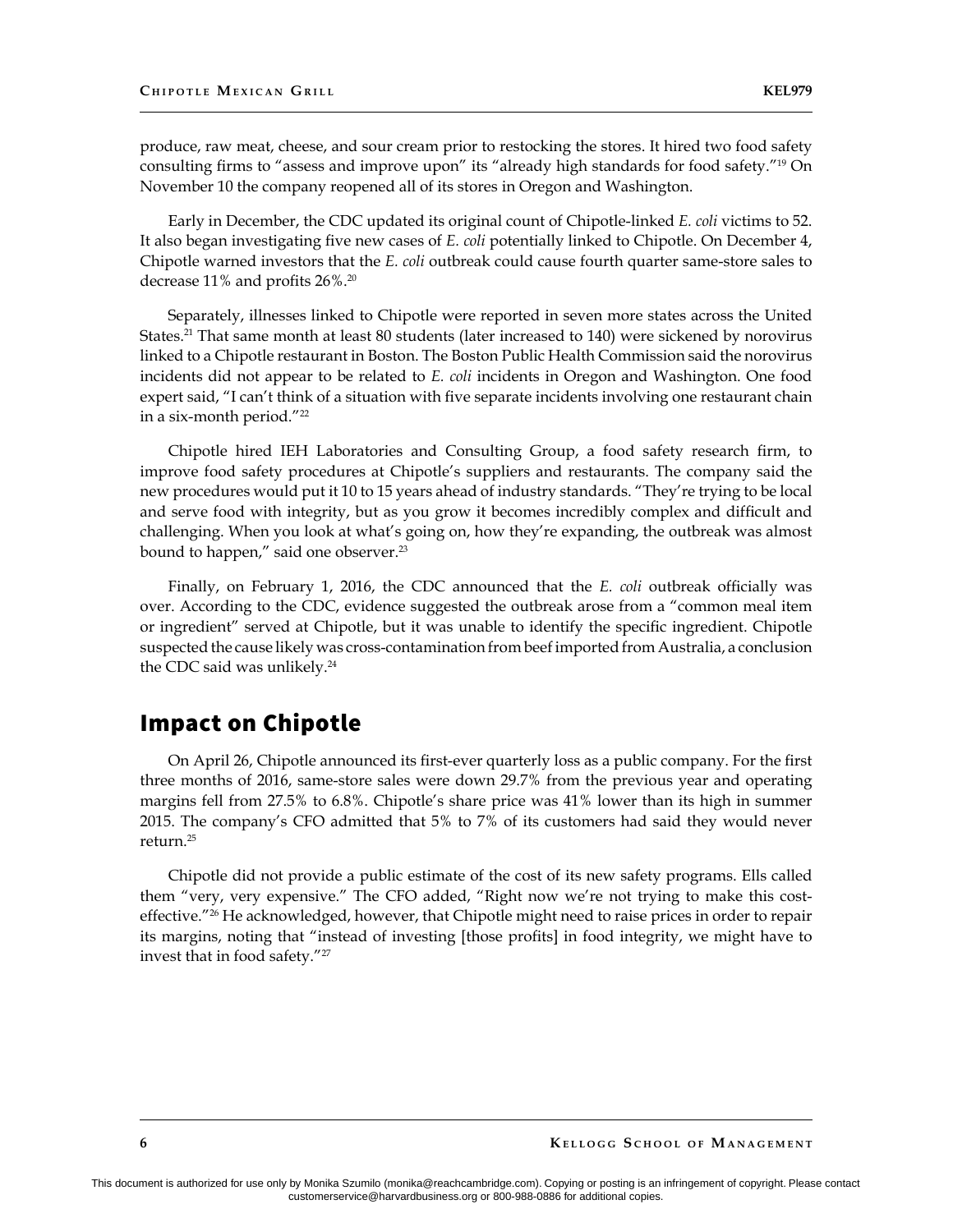produce, raw meat, cheese, and sour cream prior to restocking the stores. It hired two food safety consulting firms to "assess and improve upon" its "already high standards for food safety."[19] On November 10 the company reopened all of its stores in Oregon and Washington.

Early in December, the CDC updated its original count of Chipotle-linked *E. coli* victims to 52. It also began investigating five new cases of *E. coli* potentially linked to Chipotle. On December 4, Chipotle warned investors that the *E. coli* outbreak could cause fourth quarter same-store sales to decrease 11% and profits 26%.[20]

Separately, illnesses linked to Chipotle were reported in seven more states across the United States.[21] That same month at least 80 students (later increased to 140) were sickened by norovirus linked to a Chipotle restaurant in Boston. The Boston Public Health Commission said the norovirus incidents did not appear to be related to *E. coli* incidents in Oregon and Washington. One food expert said, "I can't think of a situation with five separate incidents involving one restaurant chain in a six-month period."[22]

Chipotle hired IEH Laboratories and Consulting Group, a food safety research firm, to improve food safety procedures at Chipotle's suppliers and restaurants. The company said the new procedures would put it 10 to 15 years ahead of industry standards. "They're trying to be local and serve food with integrity, but as you grow it becomes incredibly complex and difficult and challenging. When you look at what's going on, how they're expanding, the outbreak was almost bound to happen," said one observer.[23]

Finally, on February 1, 2016, the CDC announced that the *E. coli* outbreak officially was over. According to the CDC, evidence suggested the outbreak arose from a "common meal item or ingredient" served at Chipotle, but it was unable to identify the specific ingredient. Chipotle suspected the cause likely was cross-contamination from beef imported from Australia, a conclusion the CDC said was unlikely.[24]

## Impact on Chipotle

On April 26, Chipotle announced its first-ever quarterly loss as a public company. For the first three months of 2016, same-store sales were down 29.7% from the previous year and operating margins fell from 27.5% to 6.8%. Chipotle's share price was 41% lower than its high in summer 2015. The company's CFO admitted that 5% to 7% of its customers had said they would never return.[25]

Chipotle did not provide a public estimate of the cost of its new safety programs. Ells called them "very, very expensive." The CFO added, "Right now we're not trying to make this cost-effective."[26] He acknowledged, however, that Chipotle might need to raise prices in order to repair its margins, noting that "instead of investing [those profits] in food integrity, we might have to invest that in food safety."[27]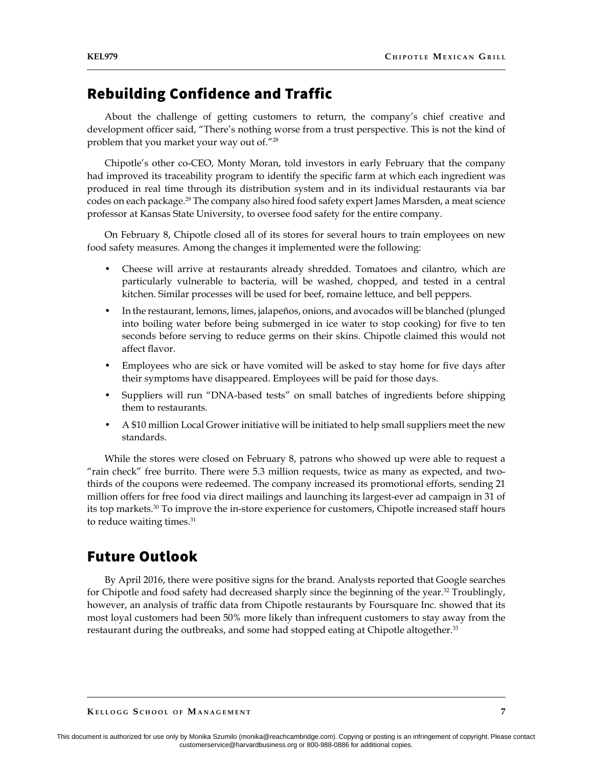## Rebuilding Confidence and Traffic

About the challenge of getting customers to return, the company's chief creative and development officer said, "There's nothing worse from a trust perspective. This is not the kind of problem that you market your way out of."[28]

Chipotle's other co-CEO, Monty Moran, told investors in early February that the company had improved its traceability program to identify the specific farm at which each ingredient was produced in real time through its distribution system and in its individual restaurants via bar codes on each package.[29] The company also hired food safety expert James Marsden, a meat science professor at Kansas State University, to oversee food safety for the entire company.

On February 8, Chipotle closed all of its stores for several hours to train employees on new food safety measures. Among the changes it implemented were the following:

- Cheese will arrive at restaurants already shredded. Tomatoes and cilantro, which are particularly vulnerable to bacteria, will be washed, chopped, and tested in a central kitchen. Similar processes will be used for beef, romaine lettuce, and bell peppers.
- In the restaurant, lemons, limes, jalapeños, onions, and avocados will be blanched (plunged into boiling water before being submerged in ice water to stop cooking) for five to ten seconds before serving to reduce germs on their skins. Chipotle claimed this would not affect flavor.
- Employees who are sick or have vomited will be asked to stay home for five days after their symptoms have disappeared. Employees will be paid for those days.
- Suppliers will run "DNA-based tests" on small batches of ingredients before shipping them to restaurants.
- A $10 million Local Grower initiative will be initiated to help small suppliers meet the new standards.

While the stores were closed on February 8, patrons who showed up were able to request a "rain check" free burrito. There were 5.3 million requests, twice as many as expected, and two-thirds of the coupons were redeemed. The company increased its promotional efforts, sending 21 million offers for free food via direct mailings and launching its largest-ever ad campaign in 31 of its top markets.[30] To improve the in-store experience for customers, Chipotle increased staff hours to reduce waiting times.[31]

## Future Outlook

By April 2016, there were positive signs for the brand. Analysts reported that Google searches for Chipotle and food safety had decreased sharply since the beginning of the year.[32] Troublingly, however, an analysis of traffic data from Chipotle restaurants by Foursquare Inc. showed that its most loyal customers had been 50% more likely than infrequent customers to stay away from the restaurant during the outbreaks, and some had stopped eating at Chipotle altogether.[33]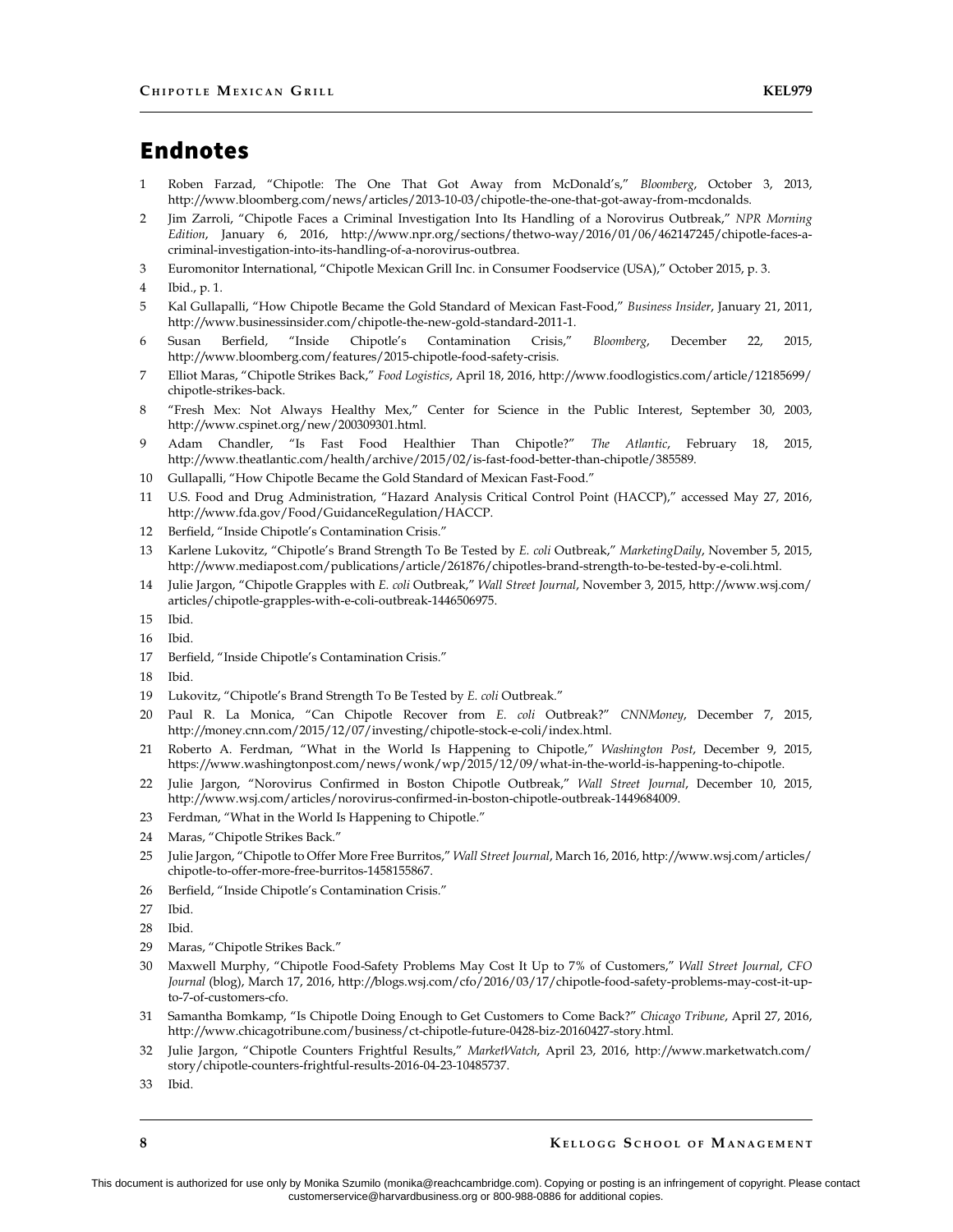# Endnotes

1. Roben Farzad, "Chipotle: The One That Got Away from McDonald's," *Bloomberg*, October 3, 2013, http://www.bloomberg.com/news/articles/2013-10-03/chipotle-the-one-that-got-away-from-mcdonalds.
2. Jim Zarroli, "Chipotle Faces a Criminal Investigation Into Its Handling of a Norovirus Outbreak," *NPR Morning Edition*, January 6, 2016, http://www.npr.org/sections/thetwo-way/2016/01/06/462147245/chipotle-faces-a-criminal-investigation-into-its-handling-of-a-norovirus-outbrea.
3. Euromonitor International, "Chipotle Mexican Grill Inc. in Consumer Foodservice (USA)," October 2015, p. 3.
4. Ibid., p. 1.
5. Kal Gullapalli, "How Chipotle Became the Gold Standard of Mexican Fast-Food," *Business Insider*, January 21, 2011, http://www.businessinsider.com/chipotle-the-new-gold-standard-2011-1.
6. Susan Berfield, "Inside Chipotle's Contamination Crisis," *Bloomberg*, December 22, 2015, http://www.bloomberg.com/features/2015-chipotle-food-safety-crisis.
7. Elliot Maras, "Chipotle Strikes Back," *Food Logistics*, April 18, 2016, http://www.foodlogistics.com/article/12185699/chipotle-strikes-back.
8. "Fresh Mex: Not Always Healthy Mex," Center for Science in the Public Interest, September 30, 2003, http://www.cspinet.org/new/200309301.html.
9. Adam Chandler, "Is Fast Food Healthier Than Chipotle?" *The Atlantic*, February 18, 2015, http://www.theatlantic.com/health/archive/2015/02/is-fast-food-better-than-chipotle/385589.
10. Gullapalli, "How Chipotle Became the Gold Standard of Mexican Fast-Food."
11. U.S. Food and Drug Administration, "Hazard Analysis Critical Control Point (HACCP)," accessed May 27, 2016, http://www.fda.gov/Food/GuidanceRegulation/HACCP.
12. Berfield, "Inside Chipotle's Contamination Crisis."
13. Karlene Lukovitz, "Chipotle's Brand Strength To Be Tested by *E. coli* Outbreak," *MarketingDaily*, November 5, 2015, http://www.mediapost.com/publications/article/261876/chipotles-brand-strength-to-be-tested-by-e-coli.html.
14. Julie Jargon, "Chipotle Grapples with *E. coli* Outbreak," *Wall Street Journal*, November 3, 2015, http://www.wsj.com/articles/chipotle-grapples-with-e-coli-outbreak-1446506975.
15. Ibid.
16. Ibid.
17. Berfield, "Inside Chipotle's Contamination Crisis."
18. Ibid.
19. Lukovitz, "Chipotle's Brand Strength To Be Tested by *E. coli* Outbreak."
20. Paul R. La Monica, "Can Chipotle Recover from *E. coli* Outbreak?" *CNNMoney*, December 7, 2015, http://money.cnn.com/2015/12/07/investing/chipotle-stock-e-coli/index.html.
21. Roberto A. Ferdman, "What in the World Is Happening to Chipotle," *Washington Post*, December 9, 2015, https://www.washingtonpost.com/news/wonk/wp/2015/12/09/what-in-the-world-is-happening-to-chipotle.
22. Julie Jargon, "Norovirus Confirmed in Boston Chipotle Outbreak," *Wall Street Journal*, December 10, 2015, http://www.wsj.com/articles/norovirus-confirmed-in-boston-chipotle-outbreak-1449684009.
23. Ferdman, "What in the World Is Happening to Chipotle."
24. Maras, "Chipotle Strikes Back."
25. Julie Jargon, "Chipotle to Offer More Free Burritos," *Wall Street Journal*, March 16, 2016, http://www.wsj.com/articles/chipotle-to-offer-more-free-burritos-1458155867.
26. Berfield, "Inside Chipotle's Contamination Crisis."
27. Ibid.
28. Ibid.
29. Maras, "Chipotle Strikes Back."
30. Maxwell Murphy, "Chipotle Food-Safety Problems May Cost It Up to 7% of Customers," *Wall Street Journal*, *CFO Journal* (blog), March 17, 2016, http://blogs.wsj.com/cfo/2016/03/17/chipotle-food-safety-problems-may-cost-it-up-to-7-of-customers-cfo.
31. Samantha Bomkamp, "Is Chipotle Doing Enough to Get Customers to Come Back?" *Chicago Tribune*, April 27, 2016, http://www.chicagotribune.com/business/ct-chipotle-future-0428-biz-20160427-story.html.
32. Julie Jargon, "Chipotle Counters Frightful Results," *MarketWatch*, April 23, 2016, http://www.marketwatch.com/story/chipotle-counters-frightful-results-2016-04-23-10485737.
33. Ibid.